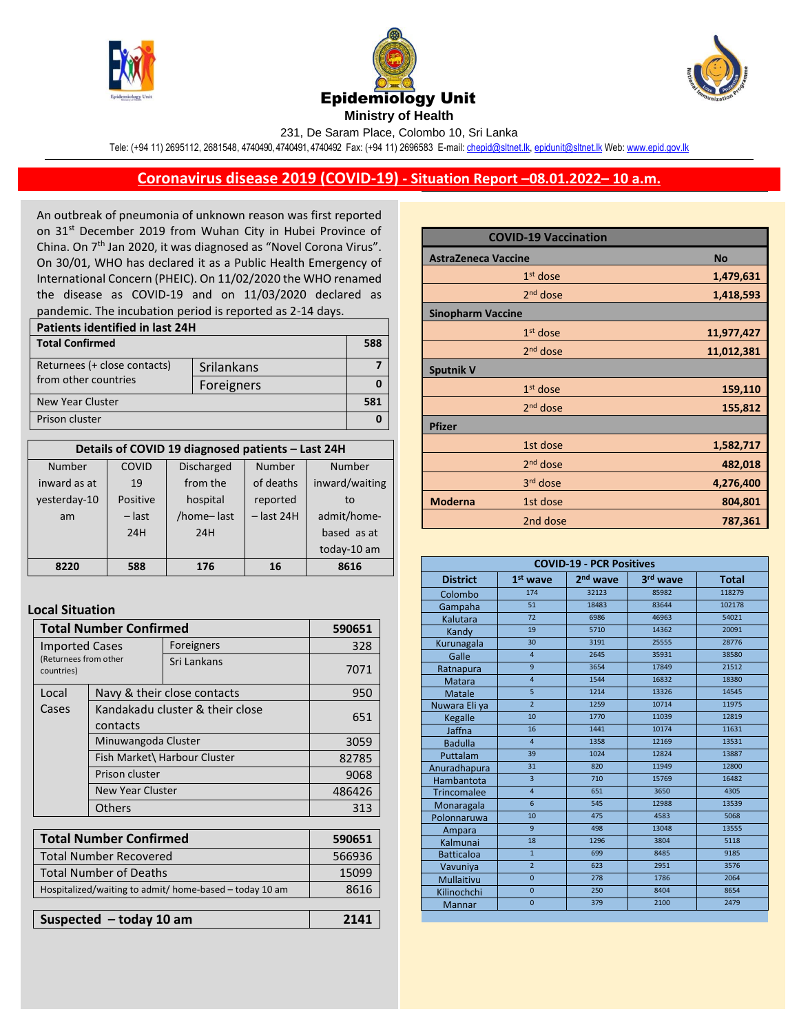# Epidemiology Unit

**Ministry of Health**

231, De Saram Place, Colombo 10, Sri Lanka

Tele: (+94 11) 2695112, 2681548, 4740490, 4740491, 4740492 Fax: (+94 11) 2696583 E-mail: chepid@sltnet.lk, epidunit@sltnet.lk Web: www.epid.gov.lk

## Coronavirus disease 2019 (COVID-19) - Situation Report –08.01.2022– 10 a.m.

An outbreak of pneumonia of unknown reason was first reported on 31st December 2019 from Wuhan City in Hubei Province of China. On 7th Jan 2020, it was diagnosed as "Novel Corona Virus". On 30/01, WHO has declared it as a Public Health Emergency of International Concern (PHEIC). On 11/02/2020 the WHO renamed the disease as COVID-19 and on 11/03/2020 declared as pandemic. The incubation period is reported as 2-14 days.

| Patients identified in last 24H | | |
|---|---|---|
| **Total Confirmed** | | **588** |
| Returnees (+ close contacts) from other countries | Srilankans | 7 |
| | Foreigners | 0 |
| New Year Cluster | | 581 |
| Prison cluster | | 0 |

| Details of COVID 19 diagnosed patients – Last 24H | | | | |
|---|---|---|---|---|
| Number inward as at yesterday-10 am | COVID 19 Positive – last 24H | Discharged from the hospital /home– last 24H | Number of deaths reported – last 24H | Number inward/waiting to admit/home-based as at today-10 am |
| **8220** | **588** | **176** | **16** | **8616** |

### Local Situation

| Total Number Confirmed | | 590651 |
|---|---|---|
| Imported Cases (Returnees from other countries) | Foreigners | 328 |
| | Sri Lankans | 7071 |
| Local Cases | Navy & their close contacts | 950 |
| | Kandakadu cluster & their close contacts | 651 |
| | Minuwangoda Cluster | 3059 |
| | Fish Market\ Harbour Cluster | 82785 |
| | Prison cluster | 9068 |
| | New Year Cluster | 486426 |
| | Others | 313 |

| **Total Number Confirmed** | **590651** |
|---|---|
| Total Number Recovered | 566936 |
| Total Number of Deaths | 15099 |
| Hospitalized/waiting to admit/ home-based – today 10 am | 8616 |

| **Suspected – today 10 am** | **2141** |
|---|---|

| COVID-19 Vaccination | | |
|---|---|---|
| **AstraZeneca Vaccine** | | **No** |
| | 1st dose | **1,479,631** |
| | 2nd dose | **1,418,593** |
| **Sinopharm Vaccine** | | |
| | 1st dose | **11,977,427** |
| | 2nd dose | **11,012,381** |
| **Sputnik V** | | |
| | 1st dose | **159,110** |
| | 2nd dose | **155,812** |
| **Pfizer** | | |
| | 1st dose | **1,582,717** |
| | 2nd dose | **482,018** |
| | 3rd dose | **4,276,400** |
| **Moderna** | 1st dose | **804,801** |
| | 2nd dose | **787,361** |

| COVID-19 - PCR Positives | | | | |
|---|---|---|---|---|
| **District** | **1st wave** | **2nd wave** | **3rd wave** | **Total** |
| Colombo | 174 | 32123 | 85982 | 118279 |
| Gampaha | 51 | 18483 | 83644 | 102178 |
| Kalutara | 72 | 6986 | 46963 | 54021 |
| Kandy | 19 | 5710 | 14362 | 20091 |
| Kurunagala | 30 | 3191 | 25555 | 28776 |
| Galle | 4 | 2645 | 35931 | 38580 |
| Ratnapura | 9 | 3654 | 17849 | 21512 |
| Matara | 4 | 1544 | 16832 | 18380 |
| Matale | 5 | 1214 | 13326 | 14545 |
| Nuwara Eli ya | 2 | 1259 | 10714 | 11975 |
| Kegalle | 10 | 1770 | 11039 | 12819 |
| Jaffna | 16 | 1441 | 10174 | 11631 |
| Badulla | 4 | 1358 | 12169 | 13531 |
| Puttalam | 39 | 1024 | 12824 | 13887 |
| Anuradhapura | 31 | 820 | 11949 | 12800 |
| Hambantota | 3 | 710 | 15769 | 16482 |
| Trincomalee | 4 | 651 | 3650 | 4305 |
| Monaragala | 6 | 545 | 12988 | 13539 |
| Polonnaruwa | 10 | 475 | 4583 | 5068 |
| Ampara | 9 | 498 | 13048 | 13555 |
| Kalmunai | 18 | 1296 | 3804 | 5118 |
| Batticaloa | 1 | 699 | 8485 | 9185 |
| Vavuniya | 2 | 623 | 2951 | 3576 |
| Mullaitivu | 0 | 278 | 1786 | 2064 |
| Kilinochchi | 0 | 250 | 8404 | 8654 |
| Mannar | 0 | 379 | 2100 | 2479 |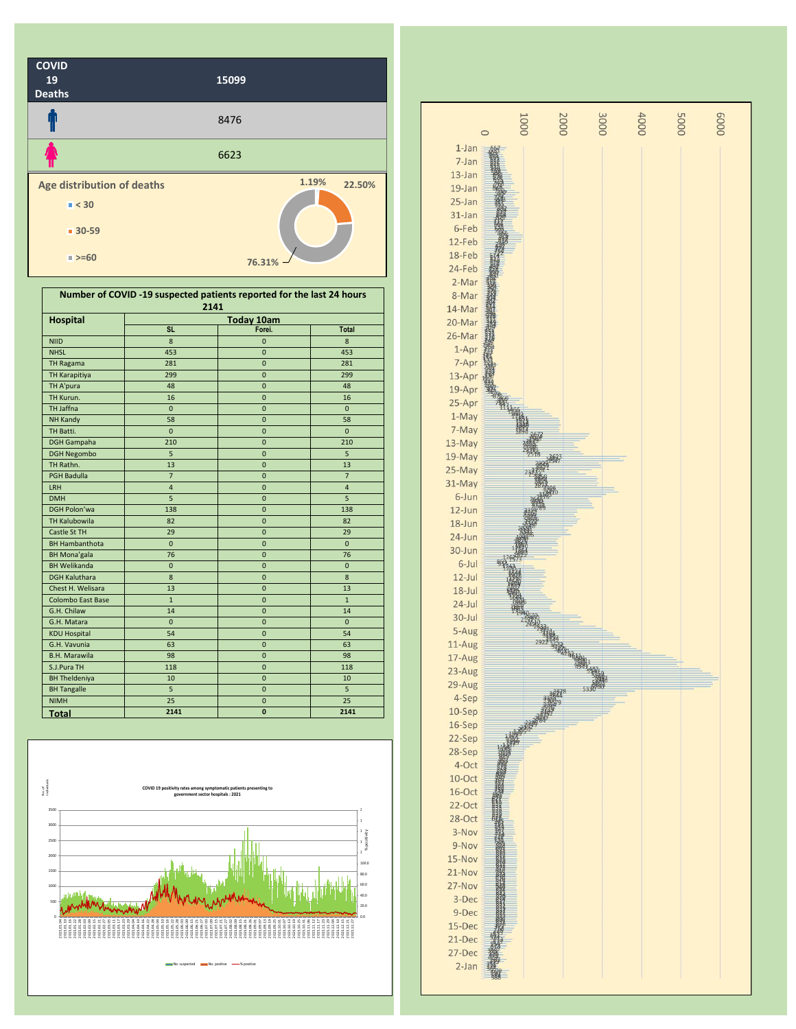| COVID 19 Deaths | 15099 |
|---|---|
| Male | 8476 |
| Female | 6623 |

## Age distribution of deaths

< 30
30-59
>=60

1.19%
22.50%
76.31%

| Number of COVID -19 suspected patients reported for the last 24 hours 2141 | | | |
|---|---|---|---|
| Hospital | Today 10am | | |
| | SL | Forei. | Total |
| NIID | 8 | 0 | 8 |
| NHSL | 453 | 0 | 453 |
| TH Ragama | 281 | 0 | 281 |
| TH Karapitiya | 299 | 0 | 299 |
| TH A'pura | 48 | 0 | 48 |
| TH Kurun. | 16 | 0 | 16 |
| TH Jaffna | 0 | 0 | 0 |
| NH Kandy | 58 | 0 | 58 |
| TH Batti. | 0 | 0 | 0 |
| DGH Gampaha | 210 | 0 | 210 |
| DGH Negombo | 5 | 0 | 5 |
| TH Rathn. | 13 | 0 | 13 |
| PGH Badulla | 7 | 0 | 7 |
| LRH | 4 | 0 | 4 |
| DMH | 5 | 0 | 5 |
| DGH Polon'wa | 138 | 0 | 138 |
| TH Kalubowila | 82 | 0 | 82 |
| Castle St TH | 29 | 0 | 29 |
| BH Hambanthota | 0 | 0 | 0 |
| BH Mona'gala | 76 | 0 | 76 |
| BH Welikanda | 0 | 0 | 0 |
| DGH Kaluthara | 8 | 0 | 8 |
| Chest H. Welisara | 13 | 0 | 13 |
| Colombo East Base | 1 | 0 | 1 |
| G.H. Chilaw | 14 | 0 | 14 |
| G.H. Matara | 0 | 0 | 0 |
| KDU Hospital | 54 | 0 | 54 |
| G.H. Vavunia | 63 | 0 | 63 |
| B.H. Marawila | 98 | 0 | 98 |
| S.J.Pura TH | 118 | 0 | 118 |
| BH Theldeniya | 10 | 0 | 10 |
| BH Tangalle | 5 | 0 | 5 |
| NIMH | 25 | 0 | 25 |
| **Total** | **2141** | **0** | **2141** |

COVID 19 positivity rates among symptomatic patients presenting to government sector hospitals : 2021

No. of individuals

% positivity

No. suspected
No. positive
% positive

0
1000
2000
3000
4000
5000
6000

1-Jan
7-Jan
13-Jan
19-Jan
25-Jan
31-Jan
6-Feb
12-Feb
18-Feb
24-Feb
2-Mar
8-Mar
14-Mar
20-Mar
26-Mar
1-Apr
7-Apr
13-Apr
19-Apr
25-Apr
1-May
7-May
13-May
19-May
25-May
31-May
6-Jun
12-Jun
18-Jun
24-Jun
30-Jun
6-Jul
12-Jul
18-Jul
24-Jul
30-Jul
5-Aug
11-Aug
17-Aug
23-Aug
29-Aug
4-Sep
10-Sep
16-Sep
22-Sep
28-Sep
4-Oct
10-Oct
16-Oct
22-Oct
28-Oct
3-Nov
9-Nov
15-Nov
21-Nov
27-Nov
3-Dec
9-Dec
15-Dec
21-Dec
27-Dec
2-Jan